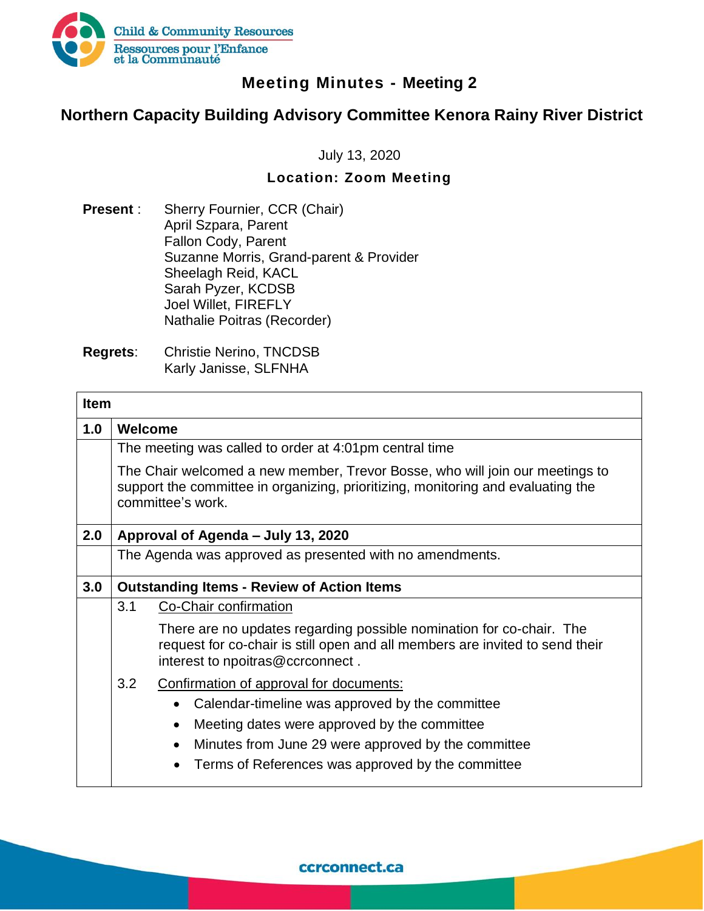Child & Community Resources
Ressources pour l'Enfance et la Communauté

# Meeting Minutes - Meeting 2

## Northern Capacity Building Advisory Committee Kenora Rainy River District

July 13, 2020

**Location: Zoom Meeting**

**Present** : Sherry Fournier, CCR (Chair)
April Szpara, Parent
Fallon Cody, Parent
Suzanne Morris, Grand-parent & Provider
Sheelagh Reid, KACL
Sarah Pyzer, KCDSB
Joel Willet, FIREFLY
Nathalie Poitras (Recorder)

**Regrets**: Christie Nerino, TNCDSB
Karly Janisse, SLFNHA

| Item | |
|---|---|
| **1.0** | **Welcome** |
| | The meeting was called to order at 4:01pm central time<br><br>The Chair welcomed a new member, Trevor Bosse, who will join our meetings to support the committee in organizing, prioritizing, monitoring and evaluating the committee's work. |
| **2.0** | **Approval of Agenda – July 13, 2020** |
| | The Agenda was approved as presented with no amendments. |
| **3.0** | **Outstanding Items - Review of Action Items** |
| | 3.1 Co-Chair confirmation<br><br>There are no updates regarding possible nomination for co-chair. The request for co-chair is still open and all members are invited to send their interest to npoitras@ccrconnect .<br><br>3.2 Confirmation of approval for documents:<br>• Calendar-timeline was approved by the committee<br>• Meeting dates were approved by the committee<br>• Minutes from June 29 were approved by the committee<br>• Terms of References was approved by the committee |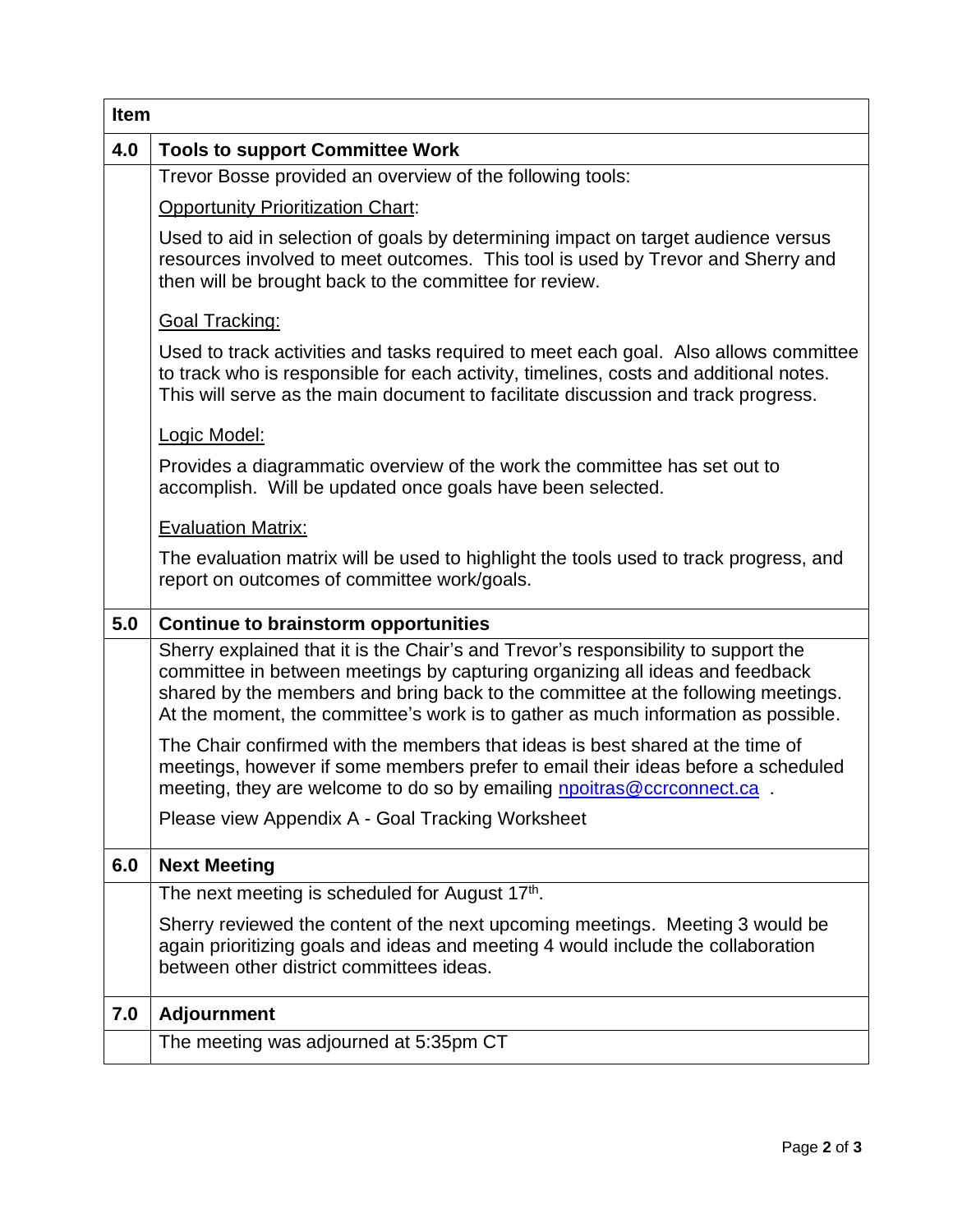| Item | |
| --- | --- |
| **4.0** | **Tools to support Committee Work** |
| | Trevor Bosse provided an overview of the following tools:<br><br>Opportunity Prioritization Chart:<br><br>Used to aid in selection of goals by determining impact on target audience versus resources involved to meet outcomes. This tool is used by Trevor and Sherry and then will be brought back to the committee for review.<br><br>Goal Tracking:<br><br>Used to track activities and tasks required to meet each goal. Also allows committee to track who is responsible for each activity, timelines, costs and additional notes. This will serve as the main document to facilitate discussion and track progress.<br><br>Logic Model:<br><br>Provides a diagrammatic overview of the work the committee has set out to accomplish. Will be updated once goals have been selected.<br><br>Evaluation Matrix:<br><br>The evaluation matrix will be used to highlight the tools used to track progress, and report on outcomes of committee work/goals. |
| **5.0** | **Continue to brainstorm opportunities** |
| | Sherry explained that it is the Chair's and Trevor's responsibility to support the committee in between meetings by capturing organizing all ideas and feedback shared by the members and bring back to the committee at the following meetings. At the moment, the committee's work is to gather as much information as possible.<br><br>The Chair confirmed with the members that ideas is best shared at the time of meetings, however if some members prefer to email their ideas before a scheduled meeting, they are welcome to do so by emailing npoitras@ccrconnect.ca .<br><br>Please view Appendix A - Goal Tracking Worksheet |
| **6.0** | **Next Meeting** |
| | The next meeting is scheduled for August 17th.<br><br>Sherry reviewed the content of the next upcoming meetings. Meeting 3 would be again prioritizing goals and ideas and meeting 4 would include the collaboration between other district committees ideas. |
| **7.0** | **Adjournment** |
| | The meeting was adjourned at 5:35pm CT |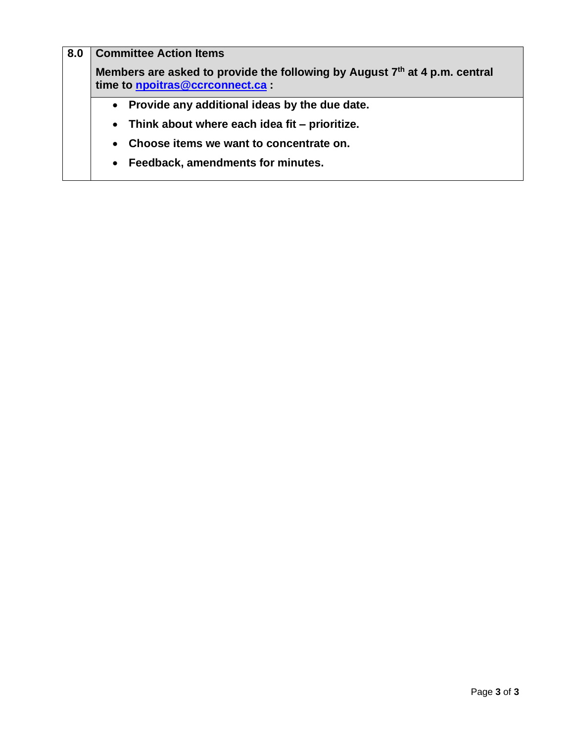| 8.0 | **Committee Action Items**<br><br>**Members are asked to provide the following by August 7th at 4 p.m. central time to [npoitras@ccrconnect.ca](mailto:npoitras@ccrconnect.ca) :** |
|---|---|
| | • **Provide any additional ideas by the due date.**<br>• **Think about where each idea fit – prioritize.**<br>• **Choose items we want to concentrate on.**<br>• **Feedback, amendments for minutes.** |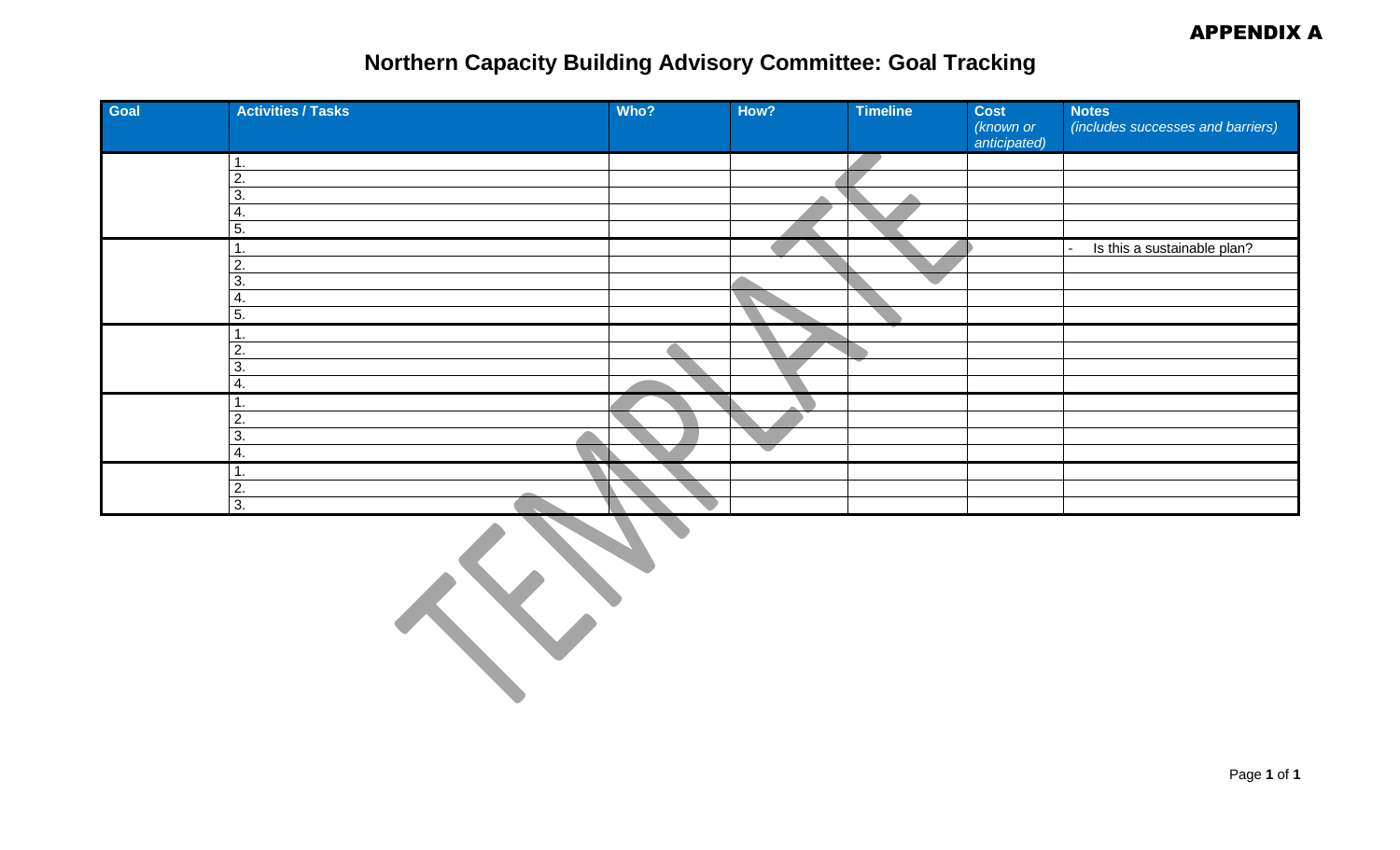APPENDIX A

# Northern Capacity Building Advisory Committee: Goal Tracking

| Goal | Activities / Tasks | Who? | How? | Timeline | Cost *(known or anticipated)* | Notes *(includes successes and barriers)* |
|---|---|---|---|---|---|---|
| | 1. | | | | | |
| | 2. | | | | | |
| | 3. | | | | | |
| | 4. | | | | | |
| | 5. | | | | | |
| | 1. | | | | | - Is this a sustainable plan? |
| | 2. | | | | | |
| | 3. | | | | | |
| | 4. | | | | | |
| | 5. | | | | | |
| | 1. | | | | | |
| | 2. | | | | | |
| | 3. | | | | | |
| | 4. | | | | | |
| | 1. | | | | | |
| | 2. | | | | | |
| | 3. | | | | | |
| | 4. | | | | | |
| | 1. | | | | | |
| | 2. | | | | | |
| | 3. | | | | | |

TEMPLATE